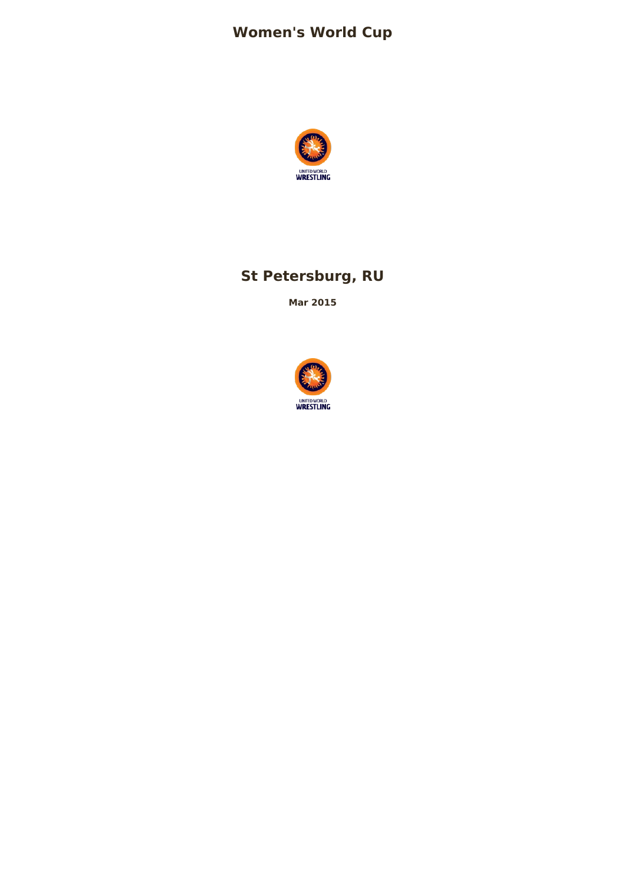# Women's World Cup

UNITED WORLD
WRESTLING

## St Petersburg, RU

**Mar 2015**

UNITED WORLD
WRESTLING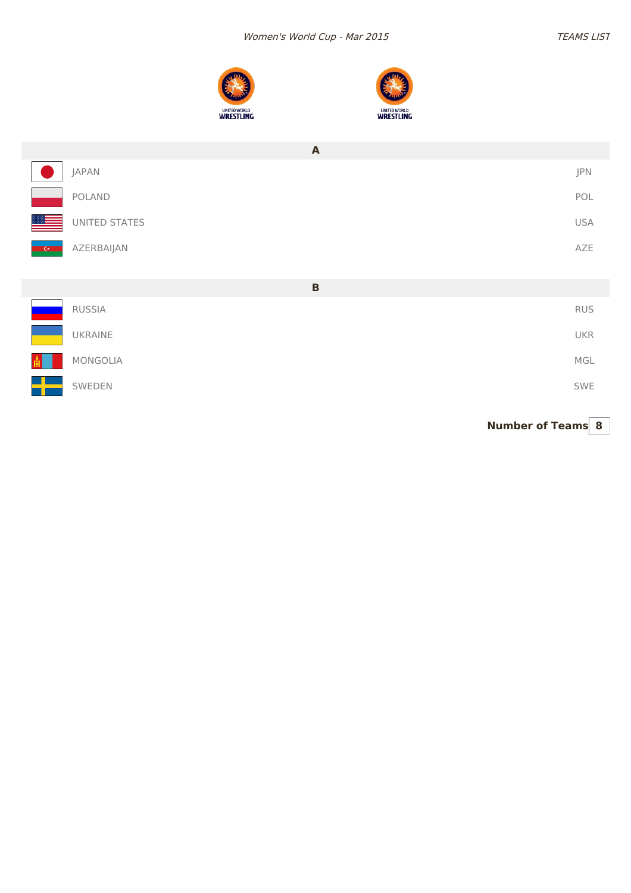*Women's World Cup - Mar 2015*

*TEAMS LIST*

## A

| Team | Code |
| --- | --- |
| JAPAN | JPN |
| POLAND | POL |
| UNITED STATES | USA |
| AZERBAIJAN | AZE |

## B

| Team | Code |
| --- | --- |
| RUSSIA | RUS |
| UKRAINE | UKR |
| MONGOLIA | MGL |
| SWEDEN | SWE |

**Number of Teams** **8**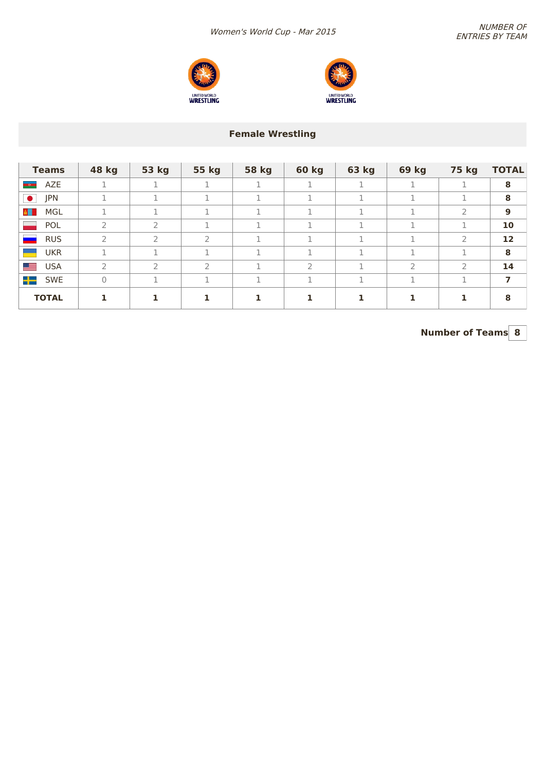*Women's World Cup - Mar 2015*

*NUMBER OF ENTRIES BY TEAM*

## Female Wrestling

| Teams | 48 kg | 53 kg | 55 kg | 58 kg | 60 kg | 63 kg | 69 kg | 75 kg | TOTAL |
|---|---|---|---|---|---|---|---|---|---|
| AZE | 1 | 1 | 1 | 1 | 1 | 1 | 1 | 1 | **8** |
| JPN | 1 | 1 | 1 | 1 | 1 | 1 | 1 | 1 | **8** |
| MGL | 1 | 1 | 1 | 1 | 1 | 1 | 1 | 2 | **9** |
| POL | 2 | 2 | 1 | 1 | 1 | 1 | 1 | 1 | **10** |
| RUS | 2 | 2 | 2 | 1 | 1 | 1 | 1 | 2 | **12** |
| UKR | 1 | 1 | 1 | 1 | 1 | 1 | 1 | 1 | **8** |
| USA | 2 | 2 | 2 | 1 | 2 | 1 | 2 | 2 | **14** |
| SWE | 0 | 1 | 1 | 1 | 1 | 1 | 1 | 1 | **7** |
| **TOTAL** | **1** | **1** | **1** | **1** | **1** | **1** | **1** | **1** | **8** |

**Number of Teams** **8**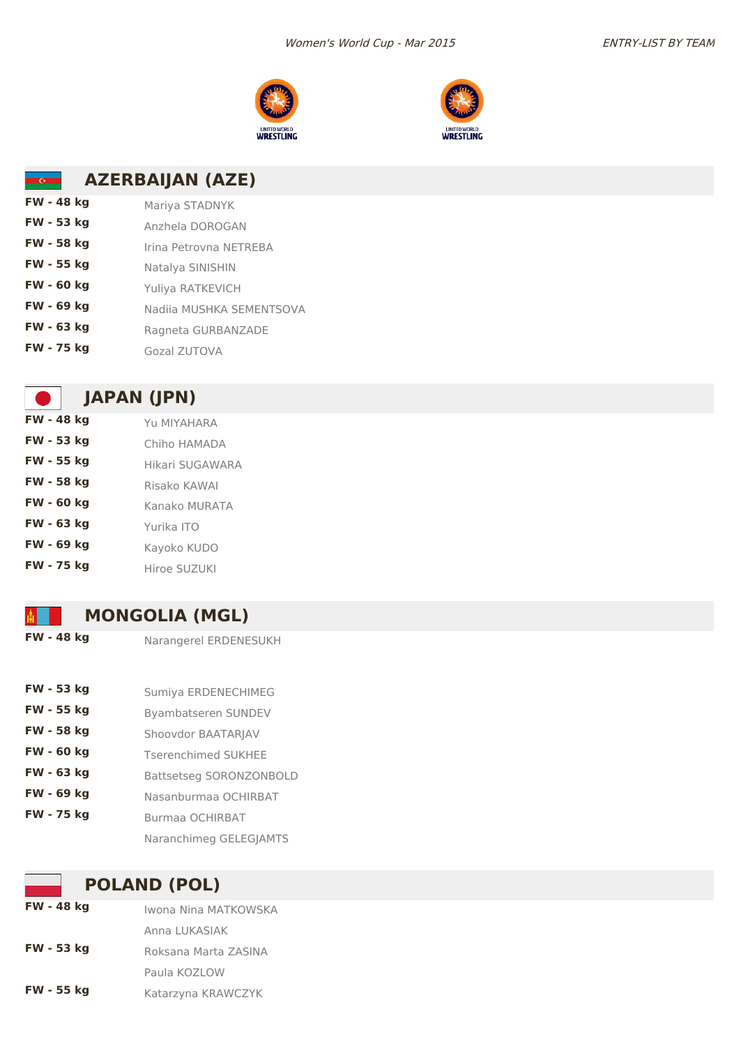## AZERBAIJAN (AZE)

| | |
|---|---|
| **FW - 48 kg** | Mariya STADNYK |
| **FW - 53 kg** | Anzhela DOROGAN |
| **FW - 58 kg** | Irina Petrovna NETREBA |
| **FW - 55 kg** | Natalya SINISHIN |
| **FW - 60 kg** | Yuliya RATKEVICH |
| **FW - 69 kg** | Nadiia MUSHKA SEMENTSOVA |
| **FW - 63 kg** | Ragneta GURBANZADE |
| **FW - 75 kg** | Gozal ZUTOVA |

## JAPAN (JPN)

| | |
|---|---|
| **FW - 48 kg** | Yu MIYAHARA |
| **FW - 53 kg** | Chiho HAMADA |
| **FW - 55 kg** | Hikari SUGAWARA |
| **FW - 58 kg** | Risako KAWAI |
| **FW - 60 kg** | Kanako MURATA |
| **FW - 63 kg** | Yurika ITO |
| **FW - 69 kg** | Kayoko KUDO |
| **FW - 75 kg** | Hiroe SUZUKI |

## MONGOLIA (MGL)

| | |
|---|---|
| **FW - 48 kg** | Narangerel ERDENESUKH |
| **FW - 53 kg** | Sumiya ERDENECHIMEG |
| **FW - 55 kg** | Byambatseren SUNDEV |
| **FW - 58 kg** | Shoovdor BAATARJAV |
| **FW - 60 kg** | Tserenchimed SUKHEE |
| **FW - 63 kg** | Battsetseg SORONZONBOLD |
| **FW - 69 kg** | Nasanburmaa OCHIRBAT |
| **FW - 75 kg** | Burmaa OCHIRBAT |
| | Naranchimeg GELEGJAMTS |

## POLAND (POL)

| | |
|---|---|
| **FW - 48 kg** | Iwona Nina MATKOWSKA |
| | Anna LUKASIAK |
| **FW - 53 kg** | Roksana Marta ZASINA |
| | Paula KOZLOW |
| **FW - 55 kg** | Katarzyna KRAWCZYK |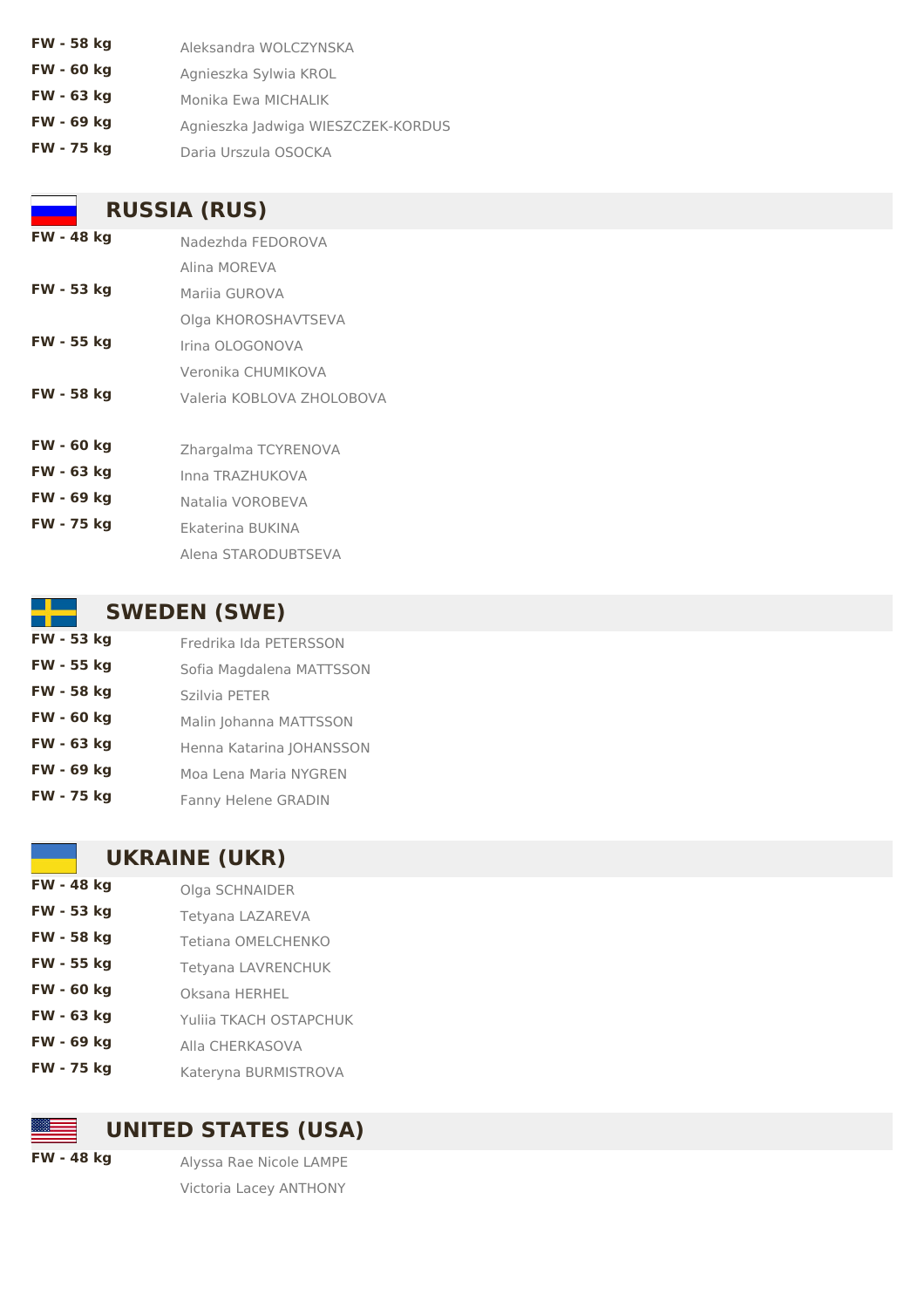| | |
|---|---|
| **FW - 58 kg** | Aleksandra WOLCZYNSKA |
| **FW - 60 kg** | Agnieszka Sylwia KROL |
| **FW - 63 kg** | Monika Ewa MICHALIK |
| **FW - 69 kg** | Agnieszka Jadwiga WIESZCZEK-KORDUS |
| **FW - 75 kg** | Daria Urszula OSOCKA |

## RUSSIA (RUS)

| | |
|---|---|
| **FW - 48 kg** | Nadezhda FEDOROVA |
| | Alina MOREVA |
| **FW - 53 kg** | Mariia GUROVA |
| | Olga KHOROSHAVTSEVA |
| **FW - 55 kg** | Irina OLOGONOVA |
| | Veronika CHUMIKOVA |
| **FW - 58 kg** | Valeria KOBLOVA ZHOLOBOVA |
| **FW - 60 kg** | Zhargalma TCYRENOVA |
| **FW - 63 kg** | Inna TRAZHUKOVA |
| **FW - 69 kg** | Natalia VOROBEVA |
| **FW - 75 kg** | Ekaterina BUKINA |
| | Alena STARODUBTSEVA |

## SWEDEN (SWE)

| | |
|---|---|
| **FW - 53 kg** | Fredrika Ida PETERSSON |
| **FW - 55 kg** | Sofia Magdalena MATTSSON |
| **FW - 58 kg** | Szilvia PETER |
| **FW - 60 kg** | Malin Johanna MATTSSON |
| **FW - 63 kg** | Henna Katarina JOHANSSON |
| **FW - 69 kg** | Moa Lena Maria NYGREN |
| **FW - 75 kg** | Fanny Helene GRADIN |

## UKRAINE (UKR)

| | |
|---|---|
| **FW - 48 kg** | Olga SCHNAIDER |
| **FW - 53 kg** | Tetyana LAZAREVA |
| **FW - 58 kg** | Tetiana OMELCHENKO |
| **FW - 55 kg** | Tetyana LAVRENCHUK |
| **FW - 60 kg** | Oksana HERHEL |
| **FW - 63 kg** | Yuliia TKACH OSTAPCHUK |
| **FW - 69 kg** | Alla CHERKASOVA |
| **FW - 75 kg** | Kateryna BURMISTROVA |

## UNITED STATES (USA)

| | |
|---|---|
| **FW - 48 kg** | Alyssa Rae Nicole LAMPE |
| | Victoria Lacey ANTHONY |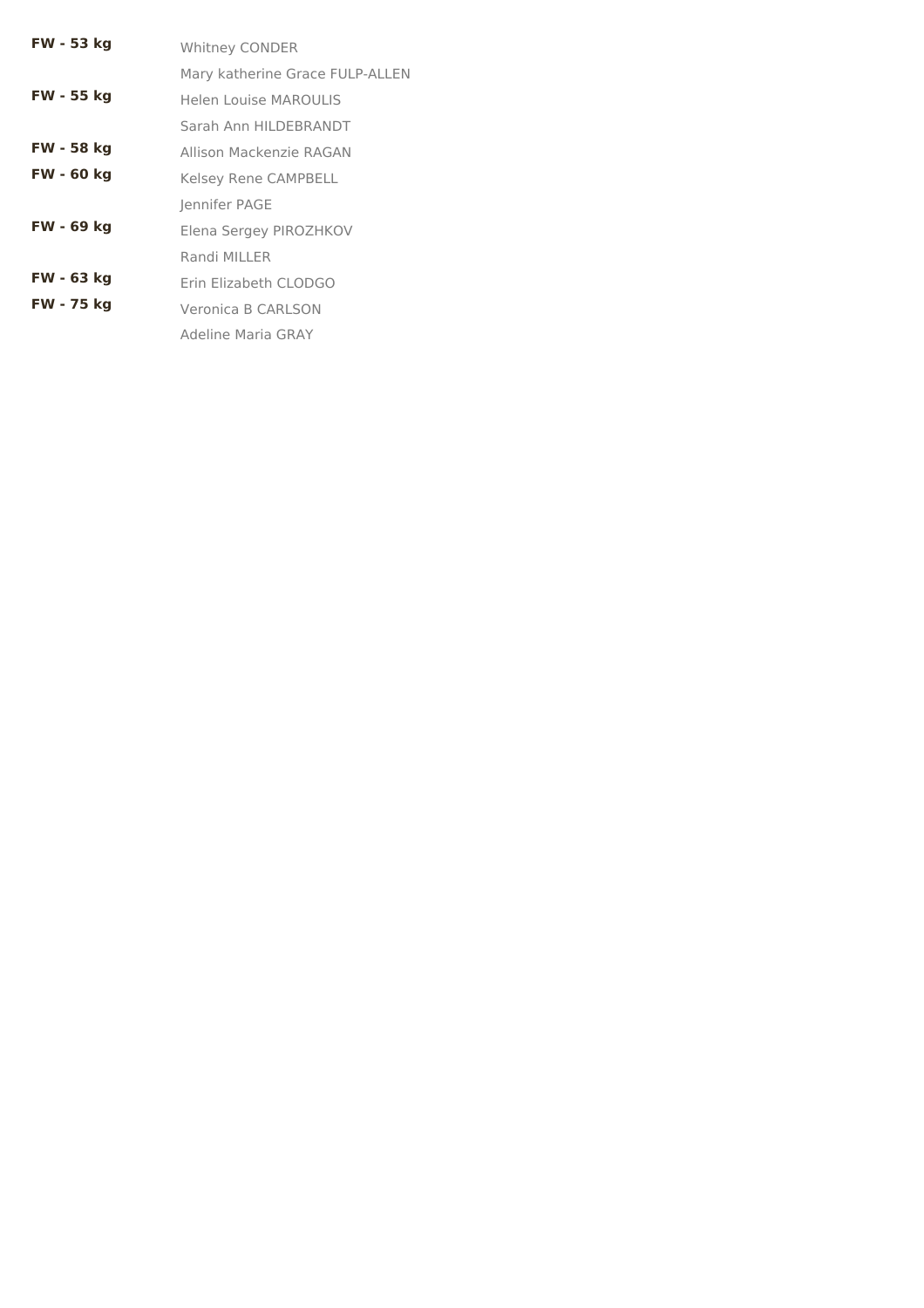| | |
|---|---|
| **FW - 53 kg** | Whitney CONDER |
| | Mary katherine Grace FULP-ALLEN |
| **FW - 55 kg** | Helen Louise MAROULIS |
| | Sarah Ann HILDEBRANDT |
| **FW - 58 kg** | Allison Mackenzie RAGAN |
| **FW - 60 kg** | Kelsey Rene CAMPBELL |
| | Jennifer PAGE |
| **FW - 69 kg** | Elena Sergey PIROZHKOV |
| | Randi MILLER |
| **FW - 63 kg** | Erin Elizabeth CLODGO |
| **FW - 75 kg** | Veronica B CARLSON |
| | Adeline Maria GRAY |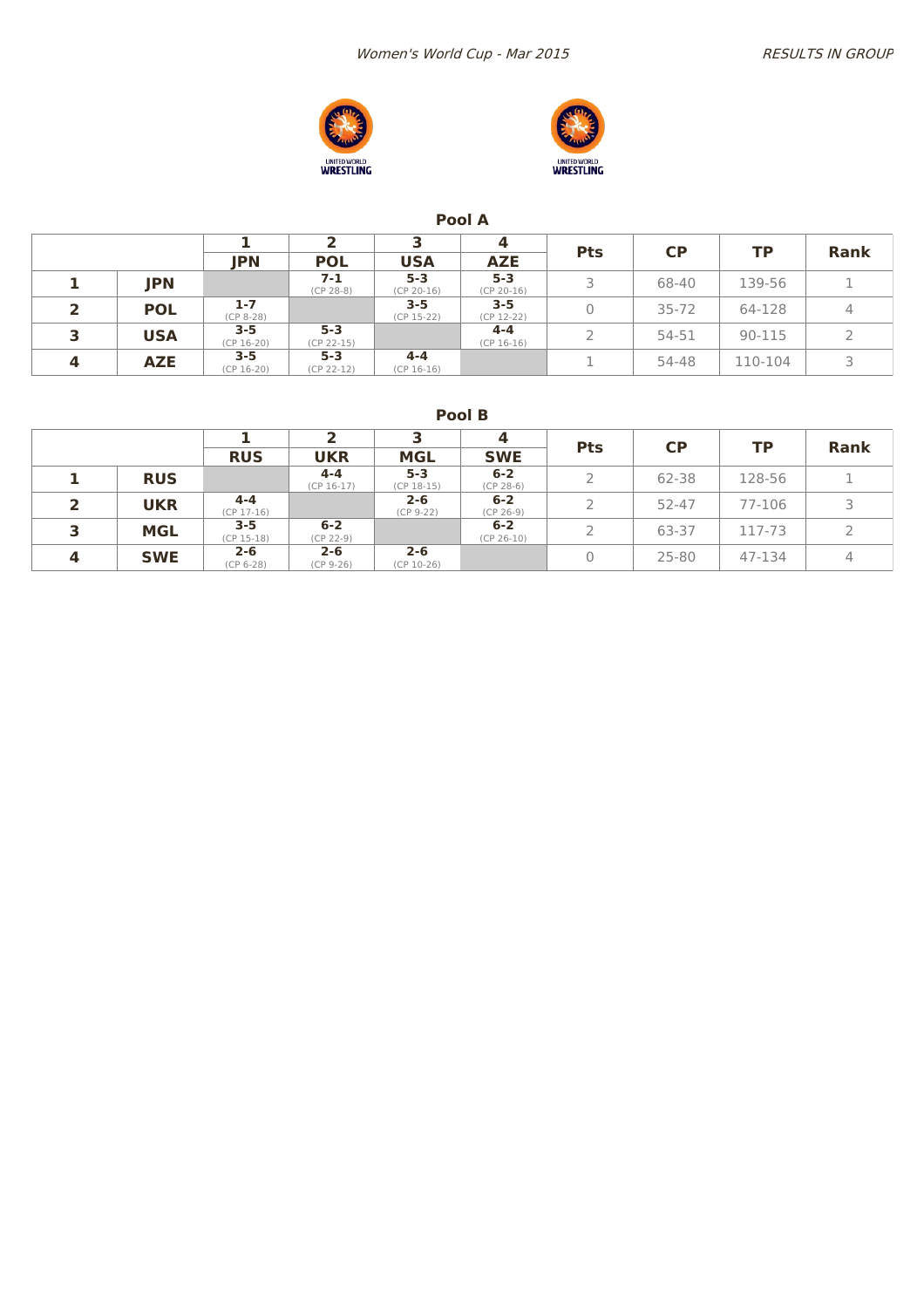Women's World Cup - Mar 2015

RESULTS IN GROUP

## Pool A

| | | 1 | 2 | 3 | 4 | Pts | CP | TP | Rank |
|---|---|---|---|---|---|---|---|---|---|
| | | JPN | POL | USA | AZE | | | | |
| 1 | JPN | | 7-1 (CP 28-8) | 5-3 (CP 20-16) | 5-3 (CP 20-16) | 3 | 68-40 | 139-56 | 1 |
| 2 | POL | 1-7 (CP 8-28) | | 3-5 (CP 15-22) | 3-5 (CP 12-22) | 0 | 35-72 | 64-128 | 4 |
| 3 | USA | 3-5 (CP 16-20) | 5-3 (CP 22-15) | | 4-4 (CP 16-16) | 2 | 54-51 | 90-115 | 2 |
| 4 | AZE | 3-5 (CP 16-20) | 5-3 (CP 22-12) | 4-4 (CP 16-16) | | 1 | 54-48 | 110-104 | 3 |

## Pool B

| | | 1 | 2 | 3 | 4 | Pts | CP | TP | Rank |
|---|---|---|---|---|---|---|---|---|---|
| | | RUS | UKR | MGL | SWE | | | | |
| 1 | RUS | | 4-4 (CP 16-17) | 5-3 (CP 18-15) | 6-2 (CP 28-6) | 2 | 62-38 | 128-56 | 1 |
| 2 | UKR | 4-4 (CP 17-16) | | 2-6 (CP 9-22) | 6-2 (CP 26-9) | 2 | 52-47 | 77-106 | 3 |
| 3 | MGL | 3-5 (CP 15-18) | 6-2 (CP 22-9) | | 6-2 (CP 26-10) | 2 | 63-37 | 117-73 | 2 |
| 4 | SWE | 2-6 (CP 6-28) | 2-6 (CP 9-26) | 2-6 (CP 10-26) | | 0 | 25-80 | 47-134 | 4 |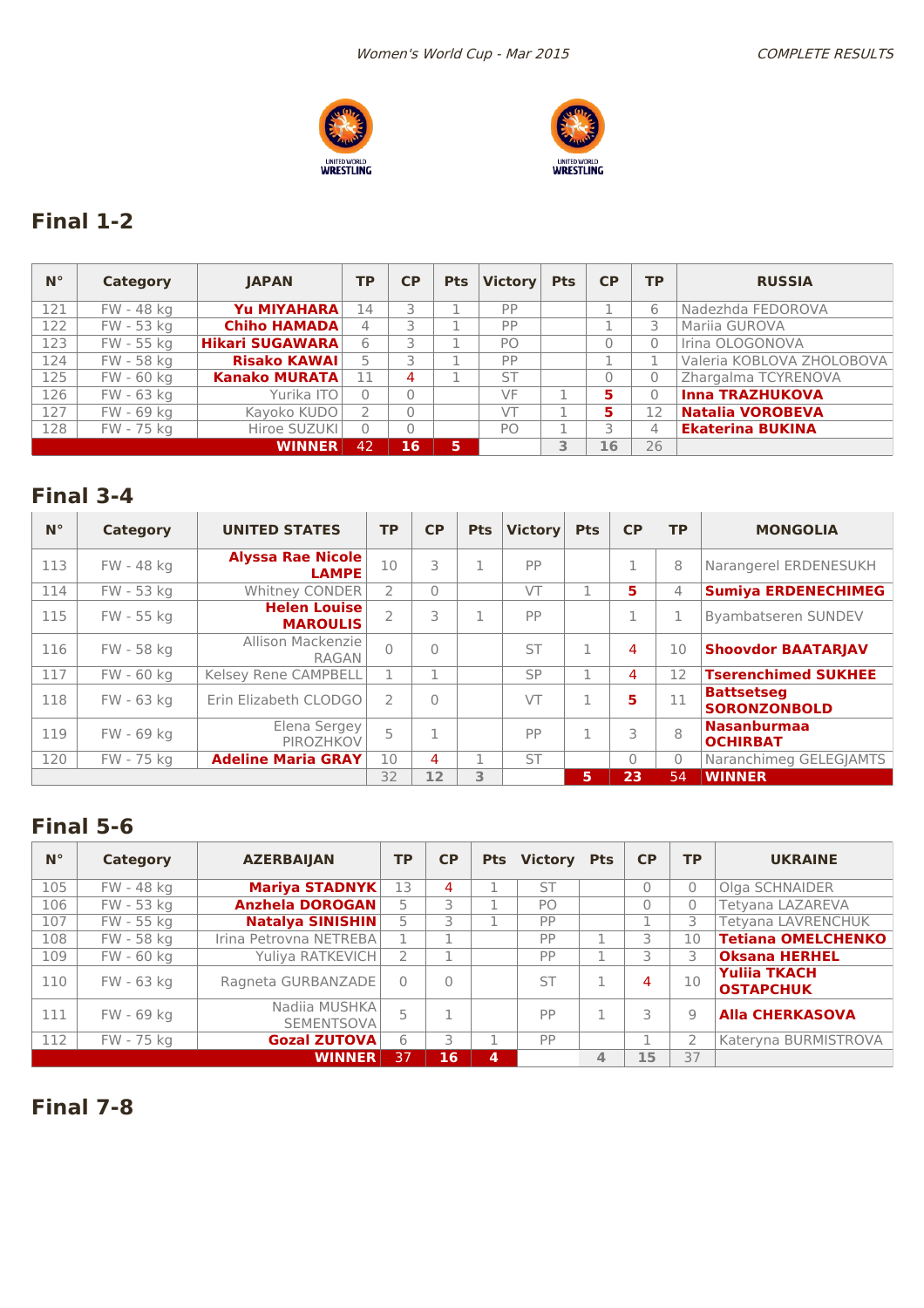## Final 1-2

| N° | Category | JAPAN | TP | CP | Pts | Victory | Pts | CP | TP | RUSSIA |
|---|---|---|---|---|---|---|---|---|---|---|
| 121 | FW - 48 kg | **Yu MIYAHARA** | 14 | 3 | 1 | PP | | 1 | 6 | Nadezhda FEDOROVA |
| 122 | FW - 53 kg | **Chiho HAMADA** | 4 | 3 | 1 | PP | | 1 | 3 | Mariia GUROVA |
| 123 | FW - 55 kg | **Hikari SUGAWARA** | 6 | 3 | 1 | PO | | 0 | 0 | Irina OLOGONOVA |
| 124 | FW - 58 kg | **Risako KAWAI** | 5 | 3 | 1 | PP | | 1 | 1 | Valeria KOBLOVA ZHOLOBOVA |
| 125 | FW - 60 kg | **Kanako MURATA** | 11 | 4 | 1 | ST | | 0 | 0 | Zhargalma TCYRENOVA |
| 126 | FW - 63 kg | Yurika ITO | 0 | 0 | | VF | 1 | 5 | 0 | **Inna TRAZHUKOVA** |
| 127 | FW - 69 kg | Kayoko KUDO | 2 | 0 | | VT | 1 | 5 | 12 | **Natalia VOROBEVA** |
| 128 | FW - 75 kg | Hiroe SUZUKI | 0 | 0 | | PO | 1 | 3 | 4 | **Ekaterina BUKINA** |
| | | **WINNER** | 42 | **16** | **5** | | 3 | 16 | 26 | |

## Final 3-4

| N° | Category | UNITED STATES | TP | CP | Pts | Victory | Pts | CP | TP | MONGOLIA |
|---|---|---|---|---|---|---|---|---|---|---|
| 113 | FW - 48 kg | **Alyssa Rae Nicole LAMPE** | 10 | 3 | 1 | PP | | 1 | 8 | Narangerel ERDENESUKH |
| 114 | FW - 53 kg | Whitney CONDER | 2 | 0 | | VT | 1 | 5 | 4 | **Sumiya ERDENECHIMEG** |
| 115 | FW - 55 kg | **Helen Louise MAROULIS** | 2 | 3 | 1 | PP | | 1 | 1 | Byambatseren SUNDEV |
| 116 | FW - 58 kg | Allison Mackenzie RAGAN | 0 | 0 | | ST | 1 | 4 | 10 | **Shoovdor BAATARJAV** |
| 117 | FW - 60 kg | Kelsey Rene CAMPBELL | 1 | 1 | | SP | 1 | 4 | 12 | **Tserenchimed SUKHEE** |
| 118 | FW - 63 kg | Erin Elizabeth CLODGO | 2 | 0 | | VT | 1 | 5 | 11 | **Battsetseg SORONZONBOLD** |
| 119 | FW - 69 kg | Elena Sergey PIROZHKOV | 5 | 1 | | PP | 1 | 3 | 8 | **Nasanburmaa OCHIRBAT** |
| 120 | FW - 75 kg | **Adeline Maria GRAY** | 10 | 4 | 1 | ST | | 0 | 0 | Naranchimeg GELEGJAMTS |
| | | | 32 | 12 | 3 | | **5** | **23** | 54 | **WINNER** |

## Final 5-6

| N° | Category | AZERBAIJAN | TP | CP | Pts | Victory | Pts | CP | TP | UKRAINE |
|---|---|---|---|---|---|---|---|---|---|---|
| 105 | FW - 48 kg | **Mariya STADNYK** | 13 | 4 | 1 | ST | | 0 | 0 | Olga SCHNAIDER |
| 106 | FW - 53 kg | **Anzhela DOROGAN** | 5 | 3 | 1 | PO | | 0 | 0 | Tetyana LAZAREVA |
| 107 | FW - 55 kg | **Natalya SINISHIN** | 5 | 3 | 1 | PP | | 1 | 3 | Tetyana LAVRENCHUK |
| 108 | FW - 58 kg | Irina Petrovna NETREBA | 1 | 1 | | PP | 1 | 3 | 10 | **Tetiana OMELCHENKO** |
| 109 | FW - 60 kg | Yuliya RATKEVICH | 2 | 1 | | PP | 1 | 3 | 3 | **Oksana HERHEL** |
| 110 | FW - 63 kg | Ragneta GURBANZADE | 0 | 0 | | ST | 1 | 4 | 10 | **Yuliia TKACH OSTAPCHUK** |
| 111 | FW - 69 kg | Nadiia MUSHKA SEMENTSOVA | 5 | 1 | | PP | 1 | 3 | 9 | **Alla CHERKASOVA** |
| 112 | FW - 75 kg | **Gozal ZUTOVA** | 6 | 3 | 1 | PP | | 1 | 2 | Kateryna BURMISTROVA |
| | | **WINNER** | 37 | **16** | **4** | | 4 | 15 | 37 | |

## Final 7-8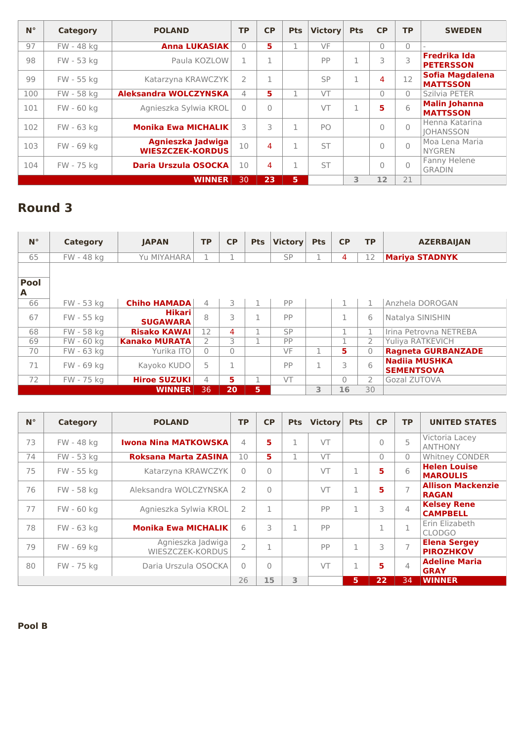| N° | Category | POLAND | TP | CP | Pts | Victory | Pts | CP | TP | SWEDEN |
|---|---|---|---|---|---|---|---|---|---|---|
| 97 | FW - 48 kg | **Anna LUKASIAK** | 0 | **5** | 1 | VF | | 0 | 0 | - |
| 98 | FW - 53 kg | Paula KOZLOW | 1 | 1 | | PP | 1 | 3 | 3 | **Fredrika Ida PETERSSON** |
| 99 | FW - 55 kg | Katarzyna KRAWCZYK | 2 | 1 | | SP | 1 | 4 | 12 | **Sofia Magdalena MATTSSON** |
| 100 | FW - 58 kg | **Aleksandra WOLCZYNSKA** | 4 | **5** | 1 | VT | | 0 | 0 | Szilvia PETER |
| 101 | FW - 60 kg | Agnieszka Sylwia KROL | 0 | 0 | | VT | 1 | **5** | 6 | **Malin Johanna MATTSSON** |
| 102 | FW - 63 kg | **Monika Ewa MICHALIK** | 3 | 3 | 1 | PO | | 0 | 0 | Henna Katarina JOHANSSON |
| 103 | FW - 69 kg | **Agnieszka Jadwiga WIESZCZEK-KORDUS** | 10 | 4 | 1 | ST | | 0 | 0 | Moa Lena Maria NYGREN |
| 104 | FW - 75 kg | **Daria Urszula OSOCKA** | 10 | 4 | 1 | ST | | 0 | 0 | Fanny Helene GRADIN |
| | | **WINNER** | 30 | **23** | **5** | | **3** | **12** | 21 | |

## Round 3

### Pool A

| N° | Category | JAPAN | TP | CP | Pts | Victory | Pts | CP | TP | AZERBAIJAN |
|---|---|---|---|---|---|---|---|---|---|---|
| 65 | FW - 48 kg | Yu MIYAHARA | 1 | 1 | | SP | 1 | 4 | 12 | **Mariya STADNYK** |
| 66 | FW - 53 kg | **Chiho HAMADA** | 4 | 3 | 1 | PP | | 1 | 1 | Anzhela DOROGAN |
| 67 | FW - 55 kg | **Hikari SUGAWARA** | 8 | 3 | 1 | PP | | 1 | 6 | Natalya SINISHIN |
| 68 | FW - 58 kg | **Risako KAWAI** | 12 | 4 | 1 | SP | | 1 | 1 | Irina Petrovna NETREBA |
| 69 | FW - 60 kg | **Kanako MURATA** | 2 | 3 | 1 | PP | | 1 | 2 | Yuliya RATKEVICH |
| 70 | FW - 63 kg | Yurika ITO | 0 | 0 | | VF | 1 | **5** | 0 | **Ragneta GURBANZADE** |
| 71 | FW - 69 kg | Kayoko KUDO | 5 | 1 | | PP | 1 | 3 | 6 | **Nadiia MUSHKA SEMENTSOVA** |
| 72 | FW - 75 kg | **Hiroe SUZUKI** | 4 | **5** | 1 | VT | | 0 | 2 | Gozal ZUTOVA |
| | | **WINNER** | 36 | **20** | **5** | | **3** | **16** | 30 | |

| N° | Category | POLAND | TP | CP | Pts | Victory | Pts | CP | TP | UNITED STATES |
|---|---|---|---|---|---|---|---|---|---|---|
| 73 | FW - 48 kg | **Iwona Nina MATKOWSKA** | 4 | **5** | 1 | VT | | 0 | 5 | Victoria Lacey ANTHONY |
| 74 | FW - 53 kg | **Roksana Marta ZASINA** | 10 | **5** | 1 | VT | | 0 | 0 | Whitney CONDER |
| 75 | FW - 55 kg | Katarzyna KRAWCZYK | 0 | 0 | | VT | 1 | **5** | 6 | **Helen Louise MAROULIS** |
| 76 | FW - 58 kg | Aleksandra WOLCZYNSKA | 2 | 0 | | VT | 1 | **5** | 7 | **Allison Mackenzie RAGAN** |
| 77 | FW - 60 kg | Agnieszka Sylwia KROL | 2 | 1 | | PP | 1 | 3 | 4 | **Kelsey Rene CAMPBELL** |
| 78 | FW - 63 kg | **Monika Ewa MICHALIK** | 6 | 3 | 1 | PP | | 1 | 1 | Erin Elizabeth CLODGO |
| 79 | FW - 69 kg | Agnieszka Jadwiga WIESZCZEK-KORDUS | 2 | 1 | | PP | 1 | 3 | 7 | **Elena Sergey PIROZHKOV** |
| 80 | FW - 75 kg | Daria Urszula OSOCKA | 0 | 0 | | VT | 1 | **5** | 4 | **Adeline Maria GRAY** |
| | | | 26 | **15** | **3** | | **5** | **22** | 34 | **WINNER** |

### Pool B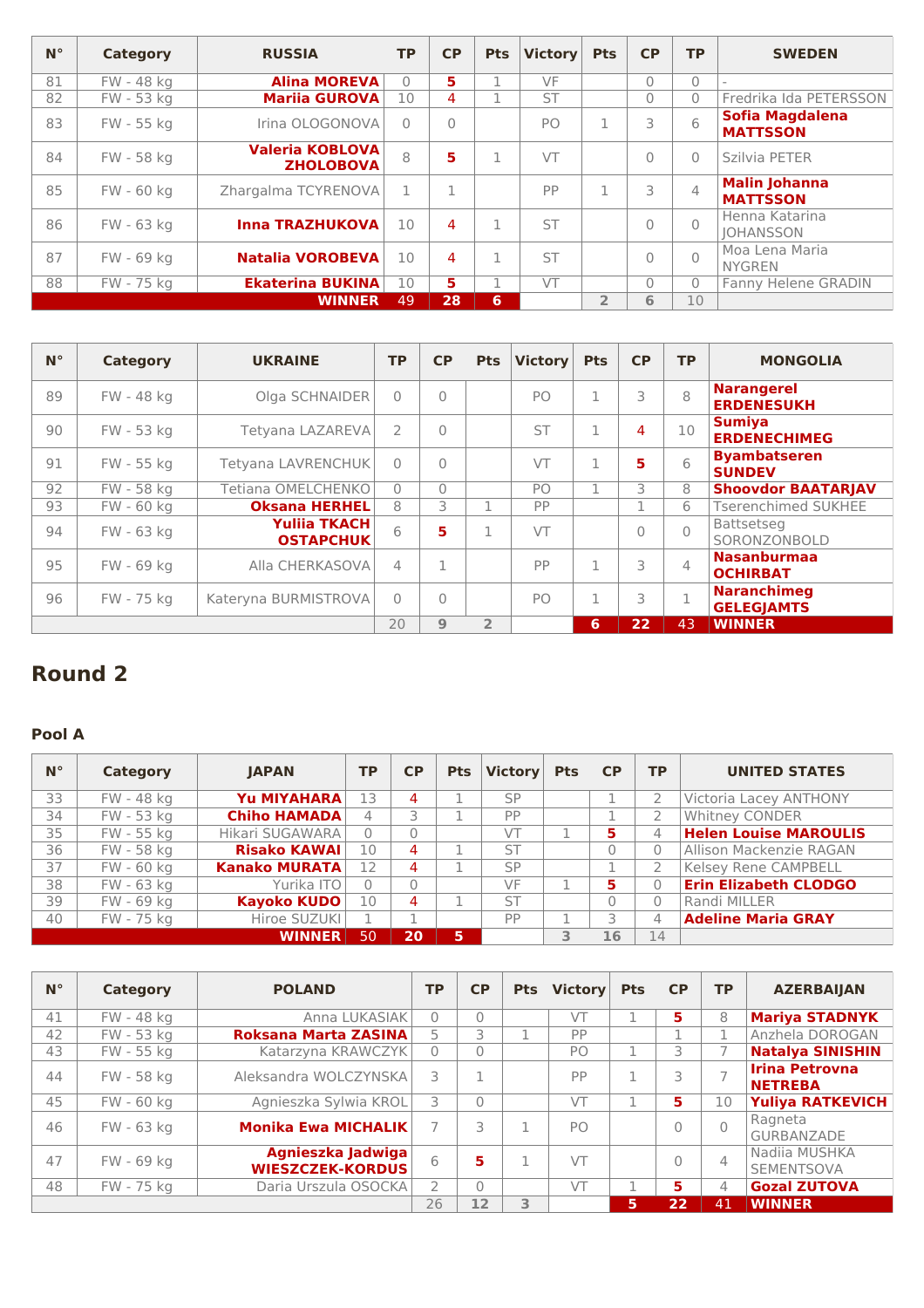| N° | Category | RUSSIA | TP | CP | Pts | Victory | Pts | CP | TP | SWEDEN |
|---|---|---|---|---|---|---|---|---|---|---|
| 81 | FW - 48 kg | **Alina MOREVA** | 0 | 5 | 1 | VF | | 0 | 0 | - |
| 82 | FW - 53 kg | **Mariia GUROVA** | 10 | 4 | 1 | ST | | 0 | 0 | Fredrika Ida PETERSSON |
| 83 | FW - 55 kg | Irina OLOGONOVA | 0 | 0 | | PO | 1 | 3 | 6 | **Sofia Magdalena MATTSSON** |
| 84 | FW - 58 kg | **Valeria KOBLOVA ZHOLOBOVA** | 8 | 5 | 1 | VT | | 0 | 0 | Szilvia PETER |
| 85 | FW - 60 kg | Zhargalma TCYRENOVA | 1 | 1 | | PP | 1 | 3 | 4 | **Malin Johanna MATTSSON** |
| 86 | FW - 63 kg | **Inna TRAZHUKOVA** | 10 | 4 | 1 | ST | | 0 | 0 | Henna Katarina JOHANSSON |
| 87 | FW - 69 kg | **Natalia VOROBEVA** | 10 | 4 | 1 | ST | | 0 | 0 | Moa Lena Maria NYGREN |
| 88 | FW - 75 kg | **Ekaterina BUKINA** | 10 | 5 | 1 | VT | | 0 | 0 | Fanny Helene GRADIN |
| | | **WINNER** | 49 | **28** | **6** | | **2** | **6** | 10 | |

| N° | Category | UKRAINE | TP | CP | Pts | Victory | Pts | CP | TP | MONGOLIA |
|---|---|---|---|---|---|---|---|---|---|---|
| 89 | FW - 48 kg | Olga SCHNAIDER | 0 | 0 | | PO | 1 | 3 | 8 | **Narangerel ERDENESUKH** |
| 90 | FW - 53 kg | Tetyana LAZAREVA | 2 | 0 | | ST | 1 | 4 | 10 | **Sumiya ERDENECHIMEG** |
| 91 | FW - 55 kg | Tetyana LAVRENCHUK | 0 | 0 | | VT | 1 | 5 | 6 | **Byambatseren SUNDEV** |
| 92 | FW - 58 kg | Tetiana OMELCHENKO | 0 | 0 | | PO | 1 | 3 | 8 | **Shoovdor BAATARJAV** |
| 93 | FW - 60 kg | **Oksana HERHEL** | 8 | 3 | 1 | PP | | 1 | 6 | Tserenchimed SUKHEE |
| 94 | FW - 63 kg | **Yuliia TKACH OSTAPCHUK** | 6 | 5 | 1 | VT | | 0 | 0 | Battsetseg SORONZONBOLD |
| 95 | FW - 69 kg | Alla CHERKASOVA | 4 | 1 | | PP | 1 | 3 | 4 | **Nasanburmaa OCHIRBAT** |
| 96 | FW - 75 kg | Kateryna BURMISTROVA | 0 | 0 | | PO | 1 | 3 | 1 | **Naranchimeg GELEGJAMTS** |
| | | | 20 | **9** | **2** | | **6** | **22** | 43 | **WINNER** |

## Round 2

### Pool A

| N° | Category | JAPAN | TP | CP | Pts | Victory | Pts | CP | TP | UNITED STATES |
|---|---|---|---|---|---|---|---|---|---|---|
| 33 | FW - 48 kg | **Yu MIYAHARA** | 13 | 4 | 1 | SP | | 1 | 2 | Victoria Lacey ANTHONY |
| 34 | FW - 53 kg | **Chiho HAMADA** | 4 | 3 | 1 | PP | | 1 | 2 | Whitney CONDER |
| 35 | FW - 55 kg | Hikari SUGAWARA | 0 | 0 | | VT | 1 | 5 | 4 | **Helen Louise MAROULIS** |
| 36 | FW - 58 kg | **Risako KAWAI** | 10 | 4 | 1 | ST | | 0 | 0 | Allison Mackenzie RAGAN |
| 37 | FW - 60 kg | **Kanako MURATA** | 12 | 4 | 1 | SP | | 1 | 2 | Kelsey Rene CAMPBELL |
| 38 | FW - 63 kg | Yurika ITO | 0 | 0 | | VF | 1 | 5 | 0 | **Erin Elizabeth CLODGO** |
| 39 | FW - 69 kg | **Kayoko KUDO** | 10 | 4 | 1 | ST | | 0 | 0 | Randi MILLER |
| 40 | FW - 75 kg | Hiroe SUZUKI | 1 | 1 | | PP | 1 | 3 | 4 | **Adeline Maria GRAY** |
| | | **WINNER** | 50 | **20** | **5** | | **3** | **16** | 14 | |

| N° | Category | POLAND | TP | CP | Pts | Victory | Pts | CP | TP | AZERBAIJAN |
|---|---|---|---|---|---|---|---|---|---|---|
| 41 | FW - 48 kg | Anna LUKASIAK | 0 | 0 | | VT | 1 | 5 | 8 | **Mariya STADNYK** |
| 42 | FW - 53 kg | **Roksana Marta ZASINA** | 5 | 3 | 1 | PP | | 1 | 1 | Anzhela DOROGAN |
| 43 | FW - 55 kg | Katarzyna KRAWCZYK | 0 | 0 | | PO | 1 | 3 | 7 | **Natalya SINISHIN** |
| 44 | FW - 58 kg | Aleksandra WOLCZYNSKA | 3 | 1 | | PP | 1 | 3 | 7 | **Irina Petrovna NETREBA** |
| 45 | FW - 60 kg | Agnieszka Sylwia KROL | 3 | 0 | | VT | 1 | 5 | 10 | **Yuliya RATKEVICH** |
| 46 | FW - 63 kg | **Monika Ewa MICHALIK** | 7 | 3 | 1 | PO | | 0 | 0 | Ragneta GURBANZADE |
| 47 | FW - 69 kg | **Agnieszka Jadwiga WIESZCZEK-KORDUS** | 6 | 5 | 1 | VT | | 0 | 4 | Nadiia MUSHKA SEMENTSOVA |
| 48 | FW - 75 kg | Daria Urszula OSOCKA | 2 | 0 | | VT | 1 | 5 | 4 | **Gozal ZUTOVA** |
| | | | 26 | **12** | **3** | | **5** | **22** | 41 | **WINNER** |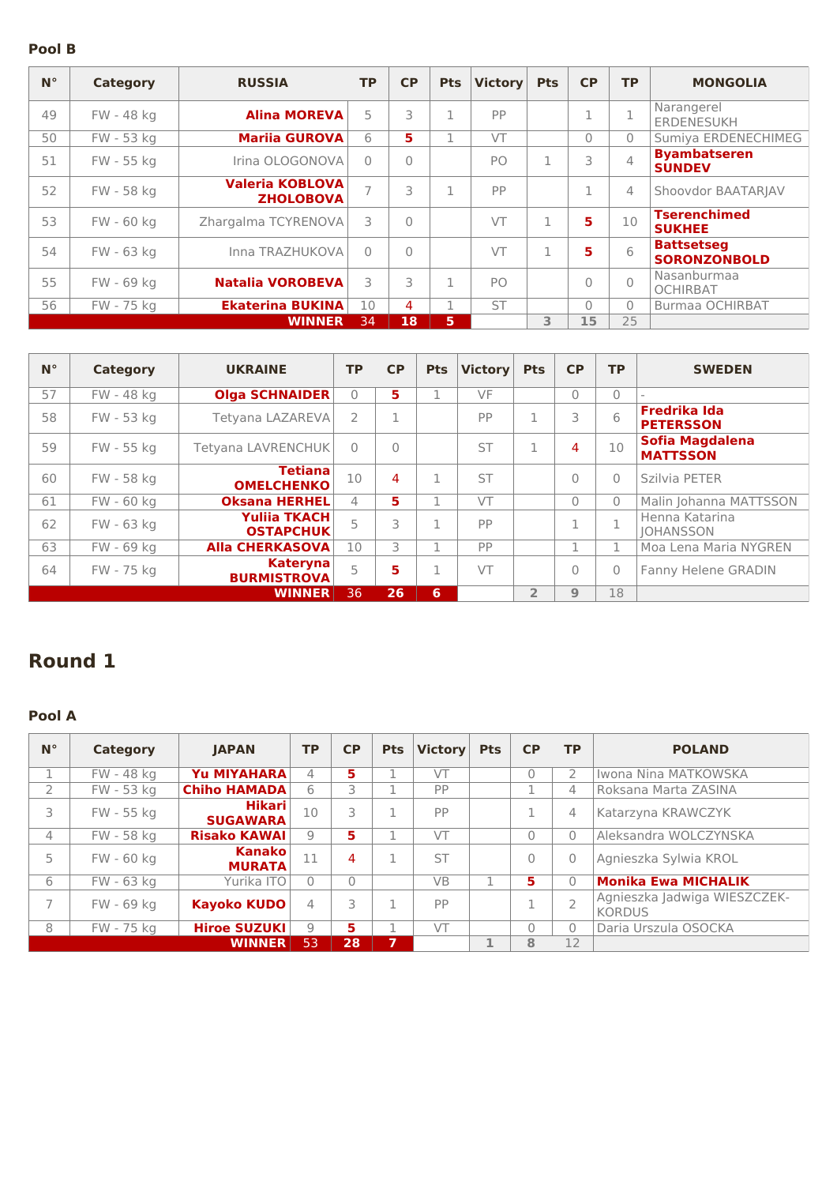**Pool B**

| N° | Category | RUSSIA | TP | CP | Pts | Victory | Pts | CP | TP | MONGOLIA |
|---|---|---|---|---|---|---|---|---|---|---|
| 49 | FW - 48 kg | **Alina MOREVA** | 5 | 3 | 1 | PP | | 1 | 1 | Narangerel ERDENESUKH |
| 50 | FW - 53 kg | **Mariia GUROVA** | 6 | **5** | 1 | VT | | 0 | 0 | Sumiya ERDENECHIMEG |
| 51 | FW - 55 kg | Irina OLOGONOVA | 0 | 0 | | PO | 1 | 3 | 4 | **Byambatseren SUNDEV** |
| 52 | FW - 58 kg | **Valeria KOBLOVA ZHOLOBOVA** | 7 | 3 | 1 | PP | | 1 | 4 | Shoovdor BAATARJAV |
| 53 | FW - 60 kg | Zhargalma TCYRENOVA | 3 | 0 | | VT | 1 | **5** | 10 | **Tserenchimed SUKHEE** |
| 54 | FW - 63 kg | Inna TRAZHUKOVA | 0 | 0 | | VT | 1 | **5** | 6 | **Battsetseg SORONZONBOLD** |
| 55 | FW - 69 kg | **Natalia VOROBEVA** | 3 | 3 | 1 | PO | | 0 | 0 | Nasanburmaa OCHIRBAT |
| 56 | FW - 75 kg | **Ekaterina BUKINA** | 10 | 4 | 1 | ST | | 0 | 0 | Burmaa OCHIRBAT |
| | | **WINNER** | 34 | **18** | **5** | | 3 | 15 | 25 | |

| N° | Category | UKRAINE | TP | CP | Pts | Victory | Pts | CP | TP | SWEDEN |
|---|---|---|---|---|---|---|---|---|---|---|
| 57 | FW - 48 kg | **Olga SCHNAIDER** | 0 | **5** | 1 | VF | | 0 | 0 | - |
| 58 | FW - 53 kg | Tetyana LAZAREVA | 2 | 1 | | PP | 1 | 3 | 6 | **Fredrika Ida PETERSSON** |
| 59 | FW - 55 kg | Tetyana LAVRENCHUK | 0 | 0 | | ST | 1 | 4 | 10 | **Sofia Magdalena MATTSSON** |
| 60 | FW - 58 kg | **Tetiana OMELCHENKO** | 10 | 4 | 1 | ST | | 0 | 0 | Szilvia PETER |
| 61 | FW - 60 kg | **Oksana HERHEL** | 4 | **5** | 1 | VT | | 0 | 0 | Malin Johanna MATTSSON |
| 62 | FW - 63 kg | **Yuliia TKACH OSTAPCHUK** | 5 | 3 | 1 | PP | | 1 | 1 | Henna Katarina JOHANSSON |
| 63 | FW - 69 kg | **Alla CHERKASOVA** | 10 | 3 | 1 | PP | | 1 | 1 | Moa Lena Maria NYGREN |
| 64 | FW - 75 kg | **Kateryna BURMISTROVA** | 5 | **5** | 1 | VT | | 0 | 0 | Fanny Helene GRADIN |
| | | **WINNER** | 36 | **26** | **6** | | 2 | 9 | 18 | |

## Round 1

**Pool A**

| N° | Category | JAPAN | TP | CP | Pts | Victory | Pts | CP | TP | POLAND |
|---|---|---|---|---|---|---|---|---|---|---|
| 1 | FW - 48 kg | **Yu MIYAHARA** | 4 | **5** | 1 | VT | | 0 | 2 | Iwona Nina MATKOWSKA |
| 2 | FW - 53 kg | **Chiho HAMADA** | 6 | 3 | 1 | PP | | 1 | 4 | Roksana Marta ZASINA |
| 3 | FW - 55 kg | **Hikari SUGAWARA** | 10 | 3 | 1 | PP | | 1 | 4 | Katarzyna KRAWCZYK |
| 4 | FW - 58 kg | **Risako KAWAI** | 9 | **5** | 1 | VT | | 0 | 0 | Aleksandra WOLCZYNSKA |
| 5 | FW - 60 kg | **Kanako MURATA** | 11 | 4 | 1 | ST | | 0 | 0 | Agnieszka Sylwia KROL |
| 6 | FW - 63 kg | Yurika ITO | 0 | 0 | | VB | 1 | **5** | 0 | **Monika Ewa MICHALIK** |
| 7 | FW - 69 kg | **Kayoko KUDO** | 4 | 3 | 1 | PP | | 1 | 2 | Agnieszka Jadwiga WIESZCZEK-KORDUS |
| 8 | FW - 75 kg | **Hiroe SUZUKI** | 9 | **5** | 1 | VT | | 0 | 0 | Daria Urszula OSOCKA |
| | | **WINNER** | 53 | **28** | **7** | | 1 | 8 | 12 | |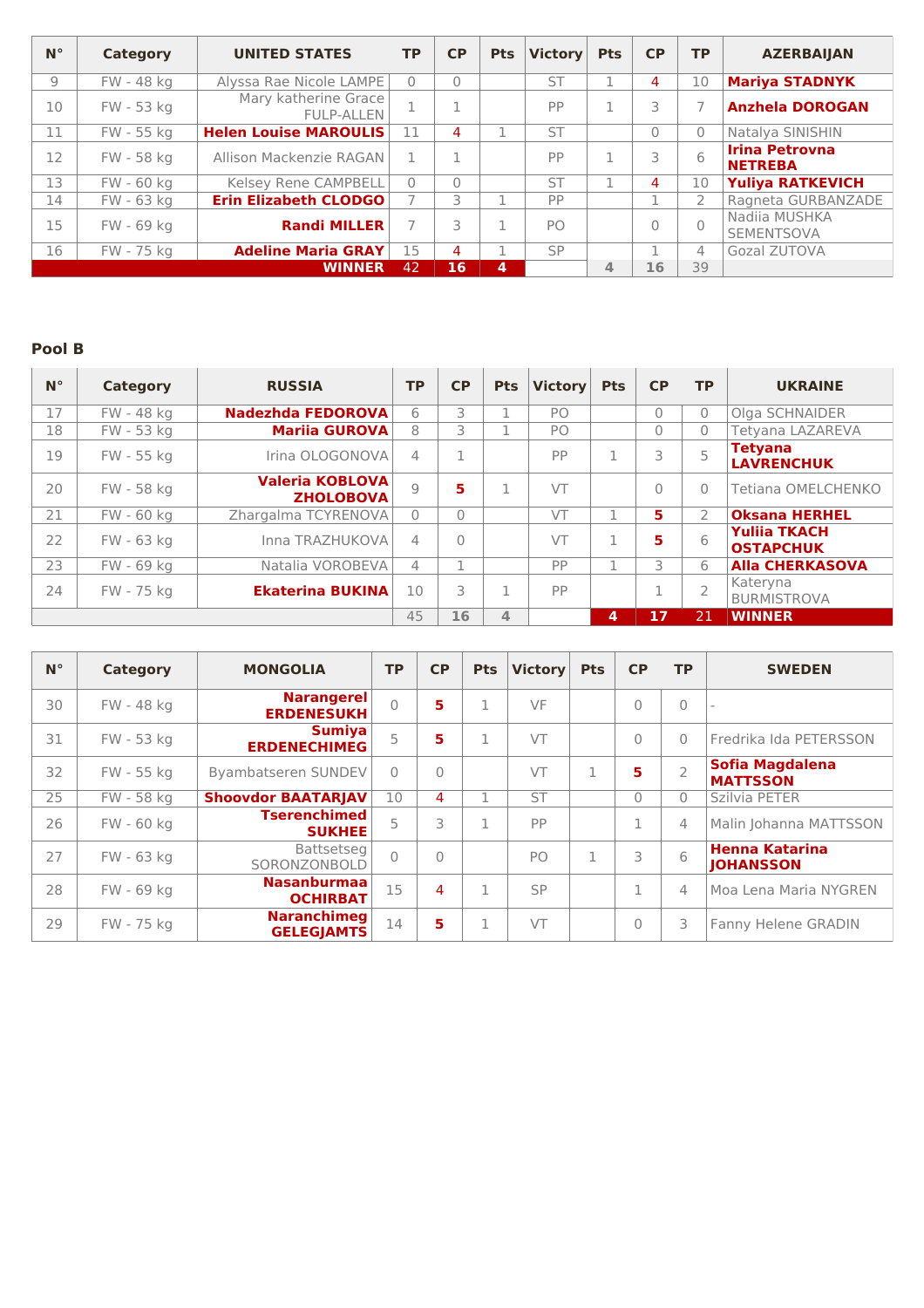| N° | Category | UNITED STATES | TP | CP | Pts | Victory | Pts | CP | TP | AZERBAIJAN |
|---|---|---|---|---|---|---|---|---|---|---|
| 9 | FW - 48 kg | Alyssa Rae Nicole LAMPE | 0 | 0 | | ST | 1 | 4 | 10 | **Mariya STADNYK** |
| 10 | FW - 53 kg | Mary katherine Grace FULP-ALLEN | 1 | 1 | | PP | 1 | 3 | 7 | **Anzhela DOROGAN** |
| 11 | FW - 55 kg | **Helen Louise MAROULIS** | 11 | 4 | 1 | ST | | 0 | 0 | Natalya SINISHIN |
| 12 | FW - 58 kg | Allison Mackenzie RAGAN | 1 | 1 | | PP | 1 | 3 | 6 | **Irina Petrovna NETREBA** |
| 13 | FW - 60 kg | Kelsey Rene CAMPBELL | 0 | 0 | | ST | 1 | 4 | 10 | **Yuliya RATKEVICH** |
| 14 | FW - 63 kg | **Erin Elizabeth CLODGO** | 7 | 3 | 1 | PP | | 1 | 2 | Ragneta GURBANZADE |
| 15 | FW - 69 kg | **Randi MILLER** | 7 | 3 | 1 | PO | | 0 | 0 | Nadiia MUSHKA SEMENTSOVA |
| 16 | FW - 75 kg | **Adeline Maria GRAY** | 15 | 4 | 1 | SP | | 1 | 4 | Gozal ZUTOVA |
| | | **WINNER** | 42 | **16** | **4** | | 4 | 16 | 39 | |

### Pool B

| N° | Category | RUSSIA | TP | CP | Pts | Victory | Pts | CP | TP | UKRAINE |
|---|---|---|---|---|---|---|---|---|---|---|
| 17 | FW - 48 kg | **Nadezhda FEDOROVA** | 6 | 3 | 1 | PO | | 0 | 0 | Olga SCHNAIDER |
| 18 | FW - 53 kg | **Mariia GUROVA** | 8 | 3 | 1 | PO | | 0 | 0 | Tetyana LAZAREVA |
| 19 | FW - 55 kg | Irina OLOGONOVA | 4 | 1 | | PP | 1 | 3 | 5 | **Tetyana LAVRENCHUK** |
| 20 | FW - 58 kg | **Valeria KOBLOVA ZHOLOBOVA** | 9 | 5 | 1 | VT | | 0 | 0 | Tetiana OMELCHENKO |
| 21 | FW - 60 kg | Zhargalma TCYRENOVA | 0 | 0 | | VT | 1 | 5 | 2 | **Oksana HERHEL** |
| 22 | FW - 63 kg | Inna TRAZHUKOVA | 4 | 0 | | VT | 1 | 5 | 6 | **Yuliia TKACH OSTAPCHUK** |
| 23 | FW - 69 kg | Natalia VOROBEVA | 4 | 1 | | PP | 1 | 3 | 6 | **Alla CHERKASOVA** |
| 24 | FW - 75 kg | **Ekaterina BUKINA** | 10 | 3 | 1 | PP | | 1 | 2 | Kateryna BURMISTROVA |
| | | | 45 | 16 | 4 | | **4** | **17** | 21 | **WINNER** |

| N° | Category | MONGOLIA | TP | CP | Pts | Victory | Pts | CP | TP | SWEDEN |
|---|---|---|---|---|---|---|---|---|---|---|
| 30 | FW - 48 kg | **Narangerel ERDENESUKH** | 0 | 5 | 1 | VF | | 0 | 0 | - |
| 31 | FW - 53 kg | **Sumiya ERDENECHIMEG** | 5 | 5 | 1 | VT | | 0 | 0 | Fredrika Ida PETERSSON |
| 32 | FW - 55 kg | Byambatseren SUNDEV | 0 | 0 | | VT | 1 | 5 | 2 | **Sofia Magdalena MATTSSON** |
| 25 | FW - 58 kg | **Shoovdor BAATARJAV** | 10 | 4 | 1 | ST | | 0 | 0 | Szilvia PETER |
| 26 | FW - 60 kg | **Tserenchimed SUKHEE** | 5 | 3 | 1 | PP | | 1 | 4 | Malin Johanna MATTSSON |
| 27 | FW - 63 kg | Battsetseg SORONZONBOLD | 0 | 0 | | PO | 1 | 3 | 6 | **Henna Katarina JOHANSSON** |
| 28 | FW - 69 kg | **Nasanburmaa OCHIRBAT** | 15 | 4 | 1 | SP | | 1 | 4 | Moa Lena Maria NYGREN |
| 29 | FW - 75 kg | **Naranchimeg GELEGJAMTS** | 14 | 5 | 1 | VT | | 0 | 3 | Fanny Helene GRADIN |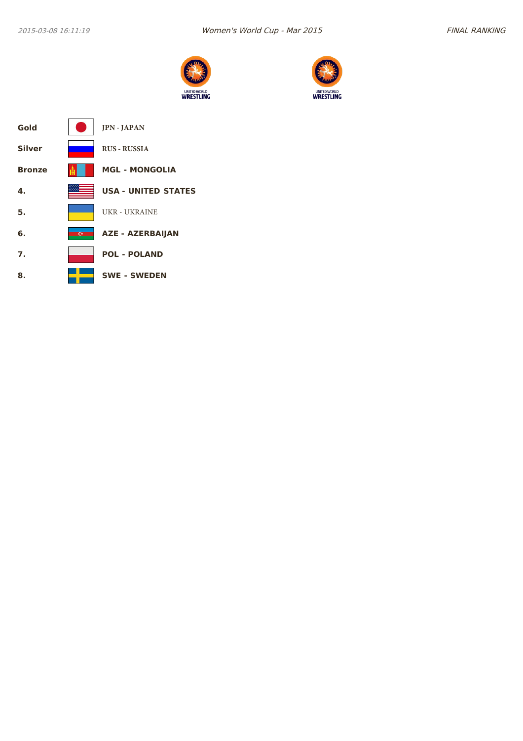| | |
|---|---|
| **Gold** | JPN - JAPAN |
| **Silver** | RUS - RUSSIA |
| **Bronze** | **MGL - MONGOLIA** |
| **4.** | **USA - UNITED STATES** |
| **5.** | UKR - UKRAINE |
| **6.** | **AZE - AZERBAIJAN** |
| **7.** | **POL - POLAND** |
| **8.** | **SWE - SWEDEN** |